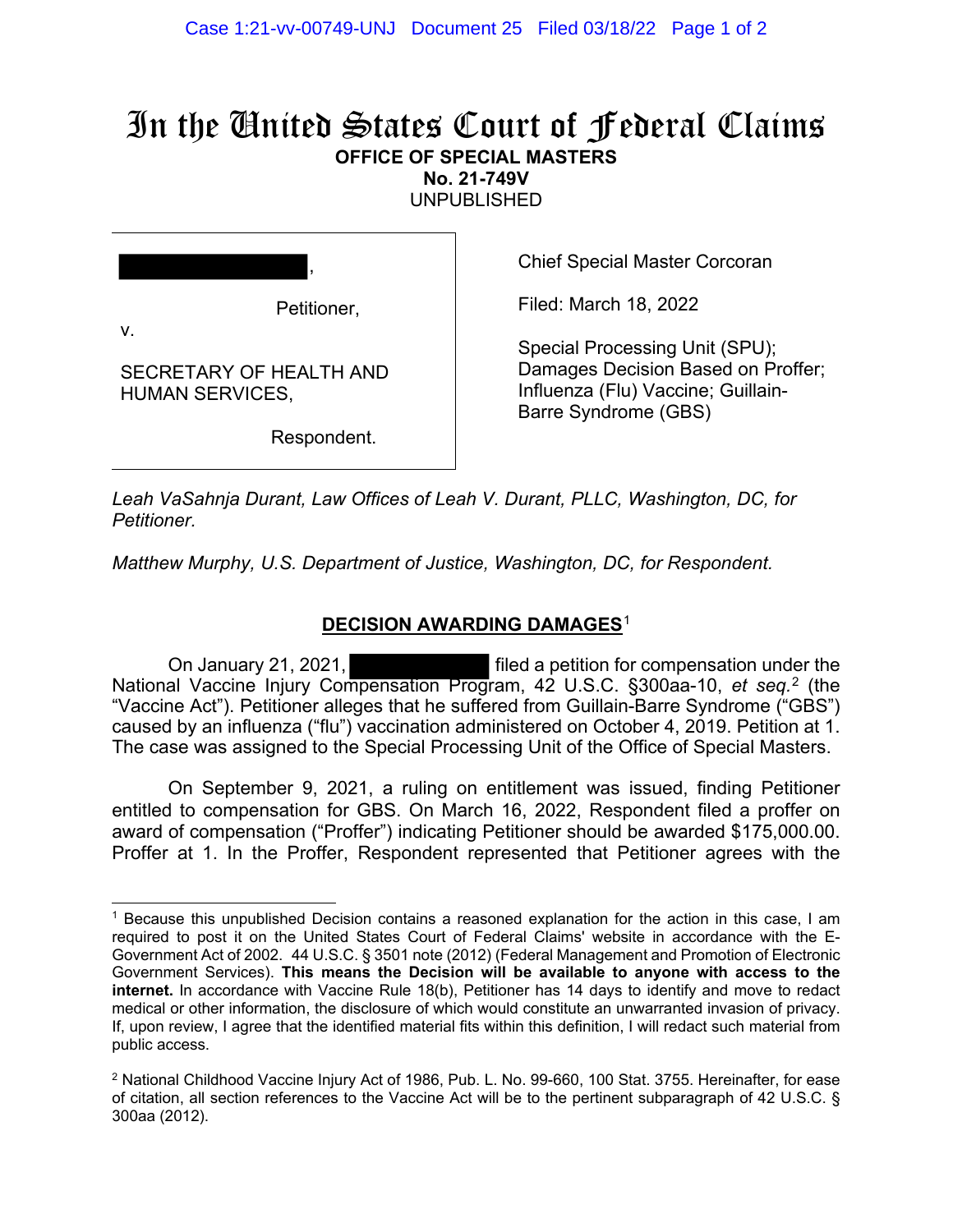# In the United States Court of Federal Claims

**OFFICE OF SPECIAL MASTERS**
**No. 21-749V**
UNPUBLISHED

| | |
|---|---|
| [REDACTED], Petitioner, v. SECRETARY OF HEALTH AND HUMAN SERVICES, Respondent. | Chief Special Master Corcoran<br><br>Filed: March 18, 2022<br><br>Special Processing Unit (SPU); Damages Decision Based on Proffer; Influenza (Flu) Vaccine; Guillain-Barre Syndrome (GBS) |

*Leah VaSahnja Durant, Law Offices of Leah V. Durant, PLLC, Washington, DC, for Petitioner.*

*Matthew Murphy, U.S. Department of Justice, Washington, DC, for Respondent.*

## DECISION AWARDING DAMAGES[1]

On January 21, 2021, [REDACTED] filed a petition for compensation under the National Vaccine Injury Compensation Program, 42 U.S.C. §300aa-10, *et seq.*[2] (the "Vaccine Act"). Petitioner alleges that he suffered from Guillain-Barre Syndrome ("GBS") caused by an influenza ("flu") vaccination administered on October 4, 2019. Petition at 1. The case was assigned to the Special Processing Unit of the Office of Special Masters.

On September 9, 2021, a ruling on entitlement was issued, finding Petitioner entitled to compensation for GBS. On March 16, 2022, Respondent filed a proffer on award of compensation ("Proffer") indicating Petitioner should be awarded $175,000.00. Proffer at 1. In the Proffer, Respondent represented that Petitioner agrees with the

---

[1] Because this unpublished Decision contains a reasoned explanation for the action in this case, I am required to post it on the United States Court of Federal Claims' website in accordance with the E-Government Act of 2002. 44 U.S.C. § 3501 note (2012) (Federal Management and Promotion of Electronic Government Services). **This means the Decision will be available to anyone with access to the internet.** In accordance with Vaccine Rule 18(b), Petitioner has 14 days to identify and move to redact medical or other information, the disclosure of which would constitute an unwarranted invasion of privacy. If, upon review, I agree that the identified material fits within this definition, I will redact such material from public access.

[2] National Childhood Vaccine Injury Act of 1986, Pub. L. No. 99-660, 100 Stat. 3755. Hereinafter, for ease of citation, all section references to the Vaccine Act will be to the pertinent subparagraph of 42 U.S.C. § 300aa (2012).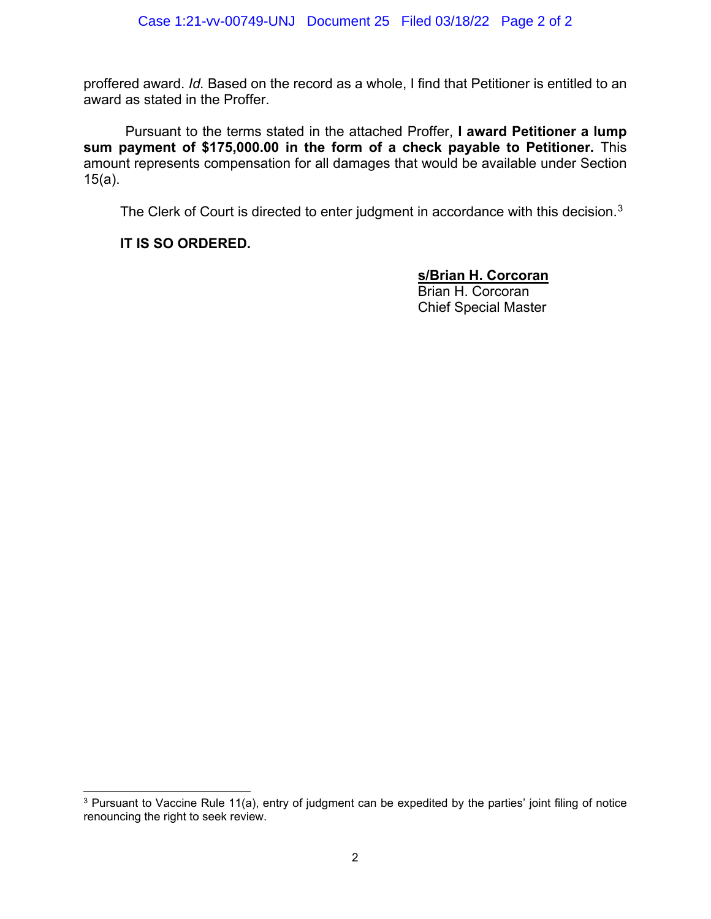proffered award. *Id.* Based on the record as a whole, I find that Petitioner is entitled to an award as stated in the Proffer.

Pursuant to the terms stated in the attached Proffer, **I award Petitioner a lump sum payment of $175,000.00 in the form of a check payable to Petitioner.** This amount represents compensation for all damages that would be available under Section 15(a).

The Clerk of Court is directed to enter judgment in accordance with this decision.[3]

**IT IS SO ORDERED.**

**s/Brian H. Corcoran**
Brian H. Corcoran
Chief Special Master

[3] Pursuant to Vaccine Rule 11(a), entry of judgment can be expedited by the parties' joint filing of notice renouncing the right to seek review.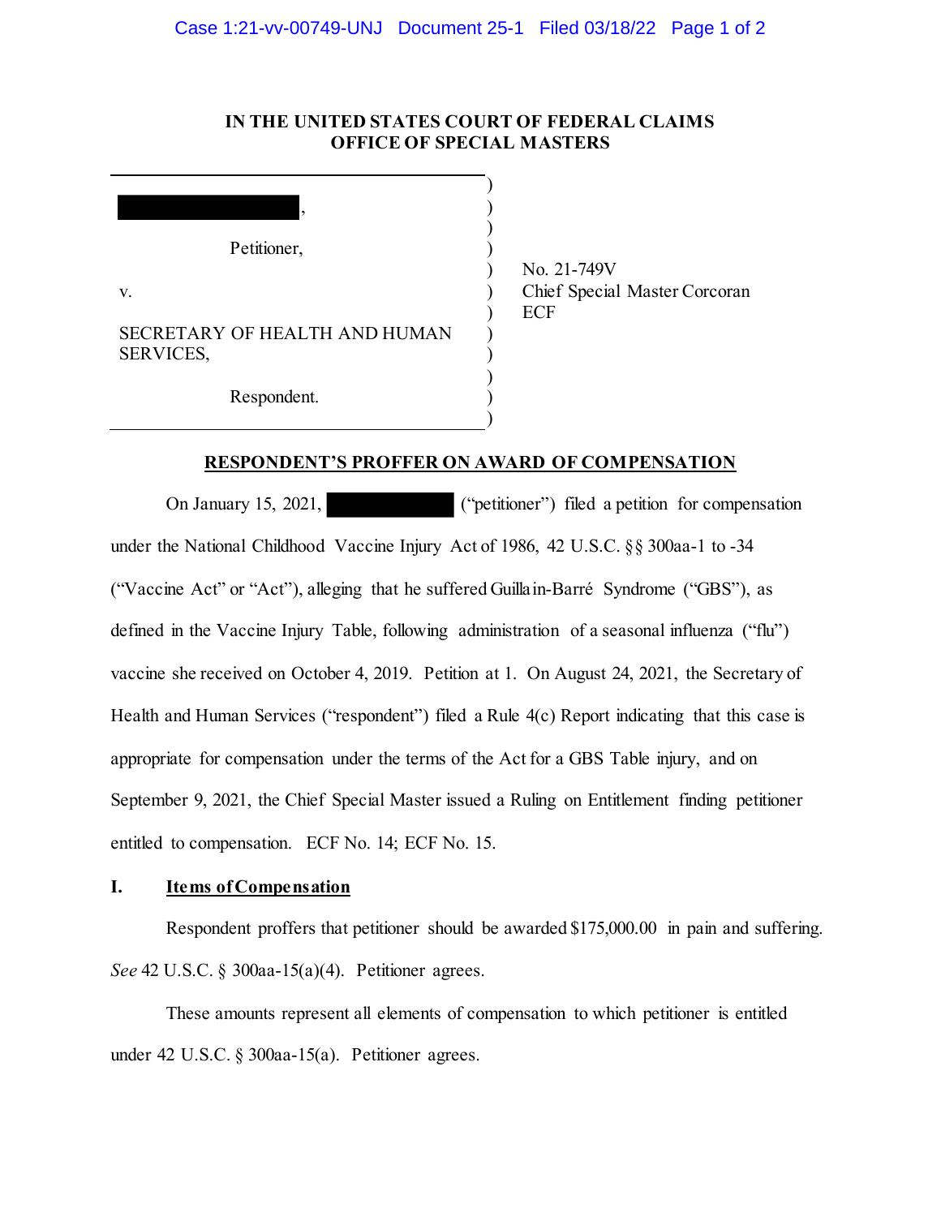**IN THE UNITED STATES COURT OF FEDERAL CLAIMS**
**OFFICE OF SPECIAL MASTERS**

| | | |
|---|---|---|
| ███████████, | ) | |
| Petitioner, | ) | No. 21-749V |
| v. | ) | Chief Special Master Corcoran |
| SECRETARY OF HEALTH AND HUMAN SERVICES, | ) | ECF |
| Respondent. | ) | |

## RESPONDENT'S PROFFER ON AWARD OF COMPENSATION

On January 15, 2021, ███████ ("petitioner") filed a petition for compensation under the National Childhood Vaccine Injury Act of 1986, 42 U.S.C. §§ 300aa-1 to -34 ("Vaccine Act" or "Act"), alleging that he suffered Guillain-Barré Syndrome ("GBS"), as defined in the Vaccine Injury Table, following administration of a seasonal influenza ("flu") vaccine she received on October 4, 2019. Petition at 1. On August 24, 2021, the Secretary of Health and Human Services ("respondent") filed a Rule 4(c) Report indicating that this case is appropriate for compensation under the terms of the Act for a GBS Table injury, and on September 9, 2021, the Chief Special Master issued a Ruling on Entitlement finding petitioner entitled to compensation. ECF No. 14; ECF No. 15.

### I. Items of Compensation

Respondent proffers that petitioner should be awarded $175,000.00 in pain and suffering. *See* 42 U.S.C. § 300aa-15(a)(4). Petitioner agrees.

These amounts represent all elements of compensation to which petitioner is entitled under 42 U.S.C. § 300aa-15(a). Petitioner agrees.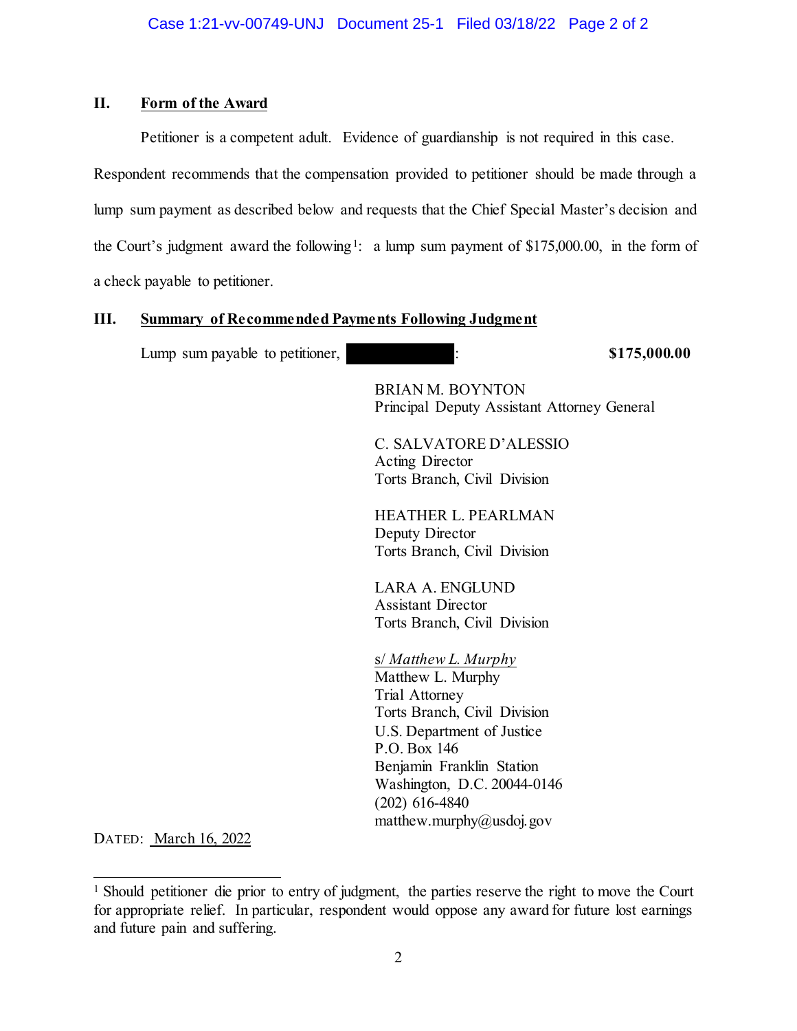## II. Form of the Award

Petitioner is a competent adult. Evidence of guardianship is not required in this case. Respondent recommends that the compensation provided to petitioner should be made through a lump sum payment as described below and requests that the Chief Special Master's decision and the Court's judgment award the following[1]: a lump sum payment of $175,000.00, in the form of a check payable to petitioner.

## III. Summary of Recommended Payments Following Judgment

Lump sum payable to petitioner, ██████████: **$175,000.00**

BRIAN M. BOYNTON
Principal Deputy Assistant Attorney General

C. SALVATORE D'ALESSIO
Acting Director
Torts Branch, Civil Division

HEATHER L. PEARLMAN
Deputy Director
Torts Branch, Civil Division

LARA A. ENGLUND
Assistant Director
Torts Branch, Civil Division

s/ *Matthew L. Murphy*
Matthew L. Murphy
Trial Attorney
Torts Branch, Civil Division
U.S. Department of Justice
P.O. Box 146
Benjamin Franklin Station
Washington, D.C. 20044-0146
(202) 616-4840
matthew.murphy@usdoj.gov

DATED: March 16, 2022

---

[1] Should petitioner die prior to entry of judgment, the parties reserve the right to move the Court for appropriate relief. In particular, respondent would oppose any award for future lost earnings and future pain and suffering.